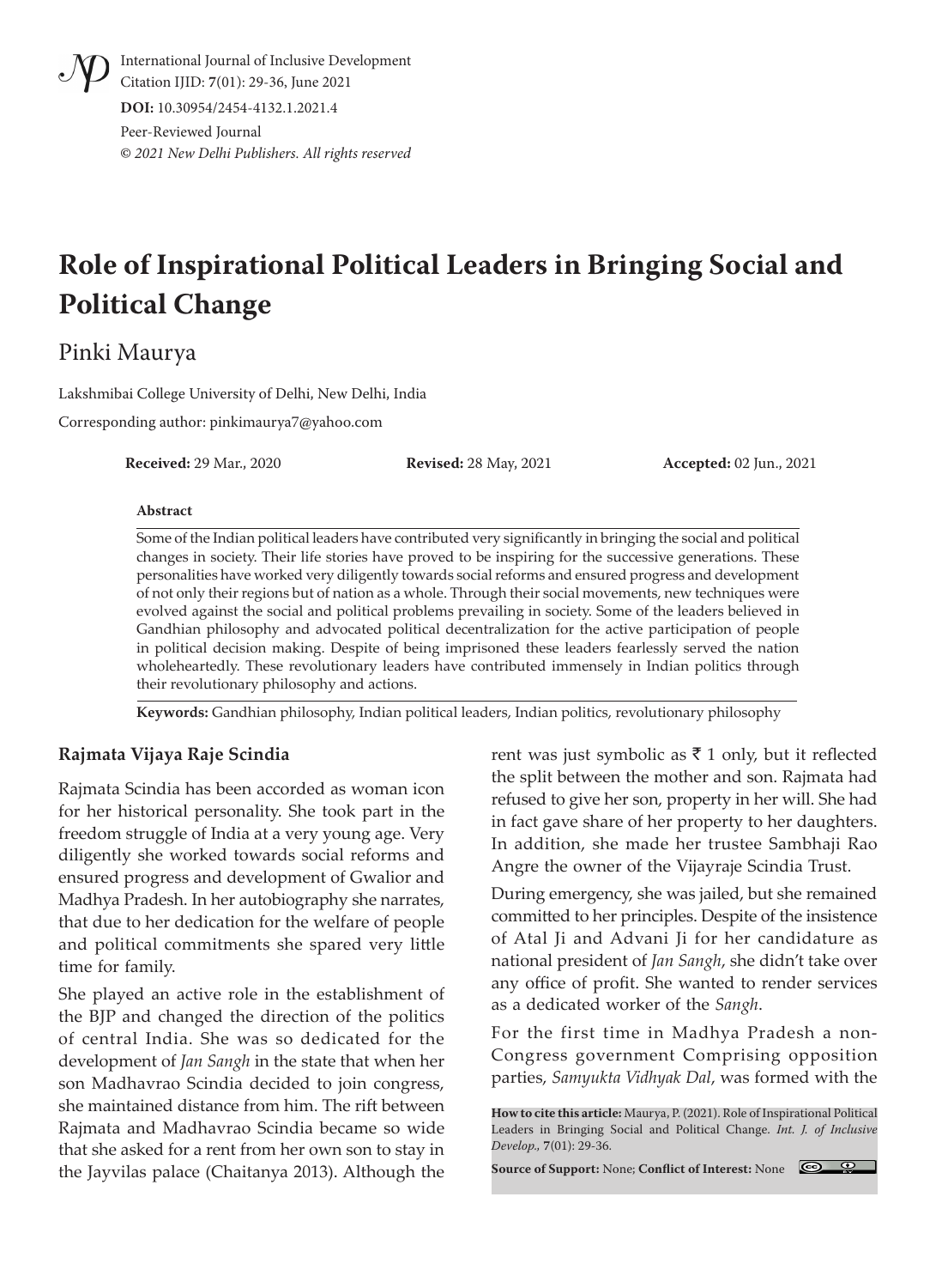International Journal of Inclusive Development
Citation IJID: **7**(01): 29-36, June 2021

**DOI:** 10.30954/2454-4132.1.2021.4

Peer-Reviewed Journal

*© 2021 New Delhi Publishers. All rights reserved*

# Role of Inspirational Political Leaders in Bringing Social and Political Change

Pinki Maurya

Lakshmibai College University of Delhi, New Delhi, India

Corresponding author: pinkimaurya7@yahoo.com

**Received:** 29 Mar., 2020 **Revised:** 28 May, 2021 **Accepted:** 02 Jun., 2021

**Abstract**

Some of the Indian political leaders have contributed very significantly in bringing the social and political changes in society. Their life stories have proved to be inspiring for the successive generations. These personalities have worked very diligently towards social reforms and ensured progress and development of not only their regions but of nation as a whole. Through their social movements, new techniques were evolved against the social and political problems prevailing in society. Some of the leaders believed in Gandhian philosophy and advocated political decentralization for the active participation of people in political decision making. Despite of being imprisoned these leaders fearlessly served the nation wholeheartedly. These revolutionary leaders have contributed immensely in Indian politics through their revolutionary philosophy and actions.

**Keywords:** Gandhian philosophy, Indian political leaders, Indian politics, revolutionary philosophy

### Rajmata Vijaya Raje Scindia

Rajmata Scindia has been accorded as woman icon for her historical personality. She took part in the freedom struggle of India at a very young age. Very diligently she worked towards social reforms and ensured progress and development of Gwalior and Madhya Pradesh. In her autobiography she narrates, that due to her dedication for the welfare of people and political commitments she spared very little time for family.

She played an active role in the establishment of the BJP and changed the direction of the politics of central India. She was so dedicated for the development of *Jan Sangh* in the state that when her son Madhavrao Scindia decided to join congress, she maintained distance from him. The rift between Rajmata and Madhavrao Scindia became so wide that she asked for a rent from her own son to stay in the Jayvilas palace (Chaitanya 2013). Although the rent was just symbolic as ₹ 1 only, but it reflected the split between the mother and son. Rajmata had refused to give her son, property in her will. She had in fact gave share of her property to her daughters. In addition, she made her trustee Sambhaji Rao Angre the owner of the Vijayraje Scindia Trust.

During emergency, she was jailed, but she remained committed to her principles. Despite of the insistence of Atal Ji and Advani Ji for her candidature as national president of *Jan Sangh*, she didn't take over any office of profit. She wanted to render services as a dedicated worker of the *Sangh*.

For the first time in Madhya Pradesh a non-Congress government Comprising opposition parties, *Samyukta Vidhyak Dal*, was formed with the

**How to cite this article:** Maurya, P. (2021). Role of Inspirational Political Leaders in Bringing Social and Political Change. *Int. J. of Inclusive Develop.*, **7**(01): 29-36.

**Source of Support:** None; **Conflict of Interest:** None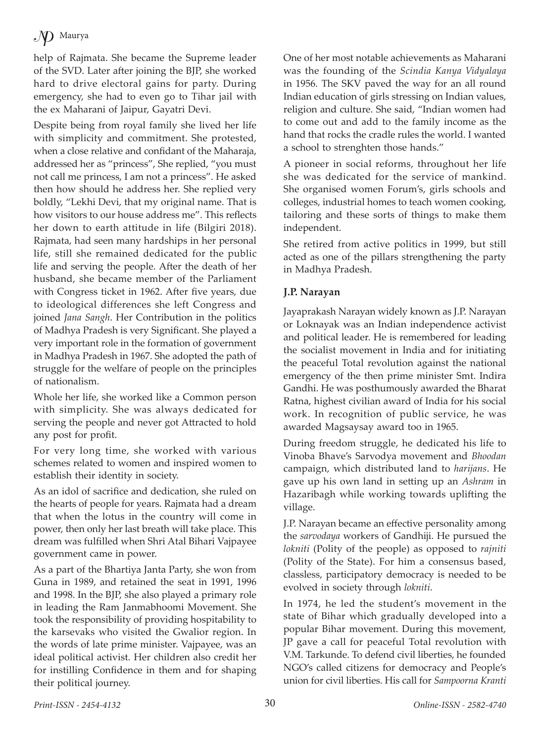help of Rajmata. She became the Supreme leader of the SVD. Later after joining the BJP, she worked hard to drive electoral gains for party. During emergency, she had to even go to Tihar jail with the ex Maharani of Jaipur, Gayatri Devi.

Despite being from royal family she lived her life with simplicity and commitment. She protested, when a close relative and confidant of the Maharaja, addressed her as "princess", She replied, "you must not call me princess, I am not a princess". He asked then how should he address her. She replied very boldly, "Lekhi Devi, that my original name. That is how visitors to our house address me". This reflects her down to earth attitude in life (Bilgiri 2018). Rajmata, had seen many hardships in her personal life, still she remained dedicated for the public life and serving the people. After the death of her husband, she became member of the Parliament with Congress ticket in 1962. After five years, due to ideological differences she left Congress and joined *Jana Sangh*. Her Contribution in the politics of Madhya Pradesh is very Significant. She played a very important role in the formation of government in Madhya Pradesh in 1967. She adopted the path of struggle for the welfare of people on the principles of nationalism.

Whole her life, she worked like a Common person with simplicity. She was always dedicated for serving the people and never got Attracted to hold any post for profit.

For very long time, she worked with various schemes related to women and inspired women to establish their identity in society.

As an idol of sacrifice and dedication, she ruled on the hearts of people for years. Rajmata had a dream that when the lotus in the country will come in power, then only her last breath will take place. This dream was fulfilled when Shri Atal Bihari Vajpayee government came in power.

As a part of the Bhartiya Janta Party, she won from Guna in 1989, and retained the seat in 1991, 1996 and 1998. In the BJP, she also played a primary role in leading the Ram Janmabhoomi Movement. She took the responsibility of providing hospitability to the karsevaks who visited the Gwalior region. In the words of late prime minister. Vajpayee, was an ideal political activist. Her children also credit her for instilling Confidence in them and for shaping their political journey.

One of her most notable achievements as Maharani was the founding of the *Scindia Kanya Vidyalaya* in 1956. The SKV paved the way for an all round Indian education of girls stressing on Indian values, religion and culture. She said, "Indian women had to come out and add to the family income as the hand that rocks the cradle rules the world. I wanted a school to strenghten those hands."

A pioneer in social reforms, throughout her life she was dedicated for the service of mankind. She organised women Forum's, girls schools and colleges, industrial homes to teach women cooking, tailoring and these sorts of things to make them independent.

She retired from active politics in 1999, but still acted as one of the pillars strengthening the party in Madhya Pradesh.

## J.P. Narayan

Jayaprakash Narayan widely known as J.P. Narayan or Loknayak was an Indian independence activist and political leader. He is remembered for leading the socialist movement in India and for initiating the peaceful Total revolution against the national emergency of the then prime minister Smt. Indira Gandhi. He was posthumously awarded the Bharat Ratna, highest civilian award of India for his social work. In recognition of public service, he was awarded Magsaysay award too in 1965.

During freedom struggle, he dedicated his life to Vinoba Bhave's Sarvodya movement and *Bhoodan* campaign, which distributed land to *harijans*. He gave up his own land in setting up an *Ashram* in Hazaribagh while working towards uplifting the village.

J.P. Narayan became an effective personality among the *sarvodaya* workers of Gandhiji. He pursued the *lokniti* (Polity of the people) as opposed to *rajniti* (Polity of the State). For him a consensus based, classless, participatory democracy is needed to be evolved in society through *lokniti*.

In 1974, he led the student's movement in the state of Bihar which gradually developed into a popular Bihar movement. During this movement, JP gave a call for peaceful Total revolution with V.M. Tarkunde. To defend civil liberties, he founded NGO's called citizens for democracy and People's union for civil liberties. His call for *Sampoorna Kranti*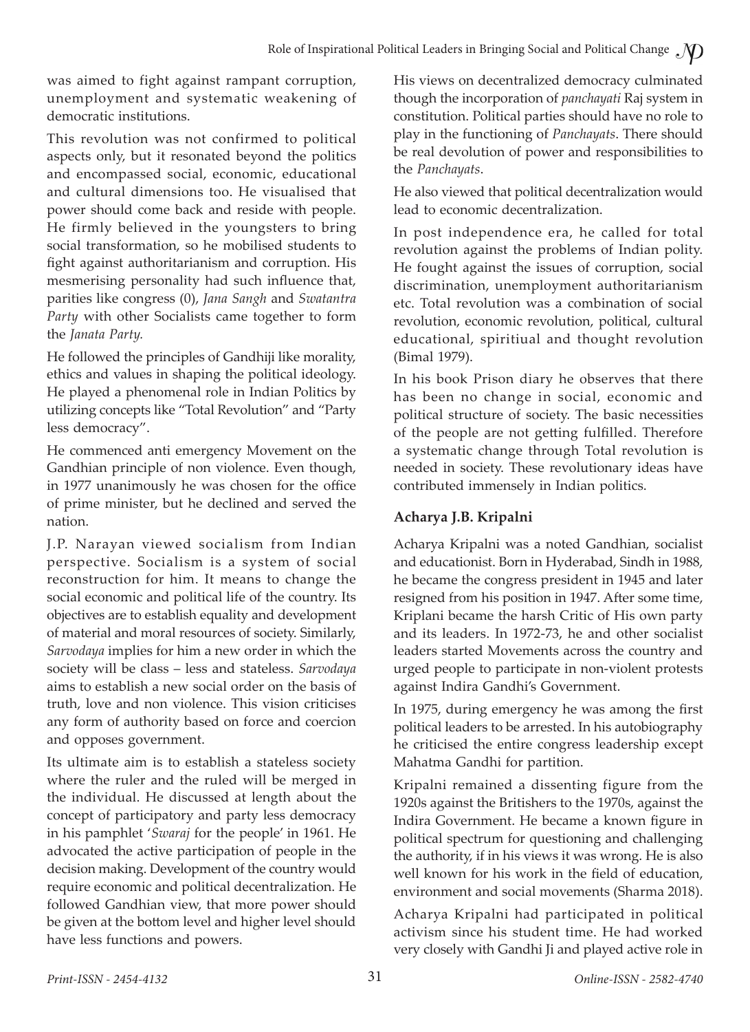was aimed to fight against rampant corruption, unemployment and systematic weakening of democratic institutions.

This revolution was not confirmed to political aspects only, but it resonated beyond the politics and encompassed social, economic, educational and cultural dimensions too. He visualised that power should come back and reside with people. He firmly believed in the youngsters to bring social transformation, so he mobilised students to fight against authoritarianism and corruption. His mesmerising personality had such influence that, parities like congress (0), *Jana Sangh* and *Swatantra Party* with other Socialists came together to form the *Janata Party.*

He followed the principles of Gandhiji like morality, ethics and values in shaping the political ideology. He played a phenomenal role in Indian Politics by utilizing concepts like "Total Revolution" and "Party less democracy".

He commenced anti emergency Movement on the Gandhian principle of non violence. Even though, in 1977 unanimously he was chosen for the office of prime minister, but he declined and served the nation.

J.P. Narayan viewed socialism from Indian perspective. Socialism is a system of social reconstruction for him. It means to change the social economic and political life of the country. Its objectives are to establish equality and development of material and moral resources of society. Similarly, *Sarvodaya* implies for him a new order in which the society will be class – less and stateless. *Sarvodaya* aims to establish a new social order on the basis of truth, love and non violence. This vision criticises any form of authority based on force and coercion and opposes government.

Its ultimate aim is to establish a stateless society where the ruler and the ruled will be merged in the individual. He discussed at length about the concept of participatory and party less democracy in his pamphlet '*Swaraj* for the people' in 1961. He advocated the active participation of people in the decision making. Development of the country would require economic and political decentralization. He followed Gandhian view, that more power should be given at the bottom level and higher level should have less functions and powers.

His views on decentralized democracy culminated though the incorporation of *panchayati* Raj system in constitution. Political parties should have no role to play in the functioning of *Panchayats*. There should be real devolution of power and responsibilities to the *Panchayats*.

He also viewed that political decentralization would lead to economic decentralization.

In post independence era, he called for total revolution against the problems of Indian polity. He fought against the issues of corruption, social discrimination, unemployment authoritarianism etc. Total revolution was a combination of social revolution, economic revolution, political, cultural educational, spiritiual and thought revolution (Bimal 1979).

In his book Prison diary he observes that there has been no change in social, economic and political structure of society. The basic necessities of the people are not getting fulfilled. Therefore a systematic change through Total revolution is needed in society. These revolutionary ideas have contributed immensely in Indian politics.

### Acharya J.B. Kripalni

Acharya Kripalni was a noted Gandhian, socialist and educationist. Born in Hyderabad, Sindh in 1988, he became the congress president in 1945 and later resigned from his position in 1947. After some time, Kriplani became the harsh Critic of His own party and its leaders. In 1972-73, he and other socialist leaders started Movements across the country and urged people to participate in non-violent protests against Indira Gandhi's Government.

In 1975, during emergency he was among the first political leaders to be arrested. In his autobiography he criticised the entire congress leadership except Mahatma Gandhi for partition.

Kripalni remained a dissenting figure from the 1920s against the Britishers to the 1970s, against the Indira Government. He became a known figure in political spectrum for questioning and challenging the authority, if in his views it was wrong. He is also well known for his work in the field of education, environment and social movements (Sharma 2018).

Acharya Kripalni had participated in political activism since his student time. He had worked very closely with Gandhi Ji and played active role in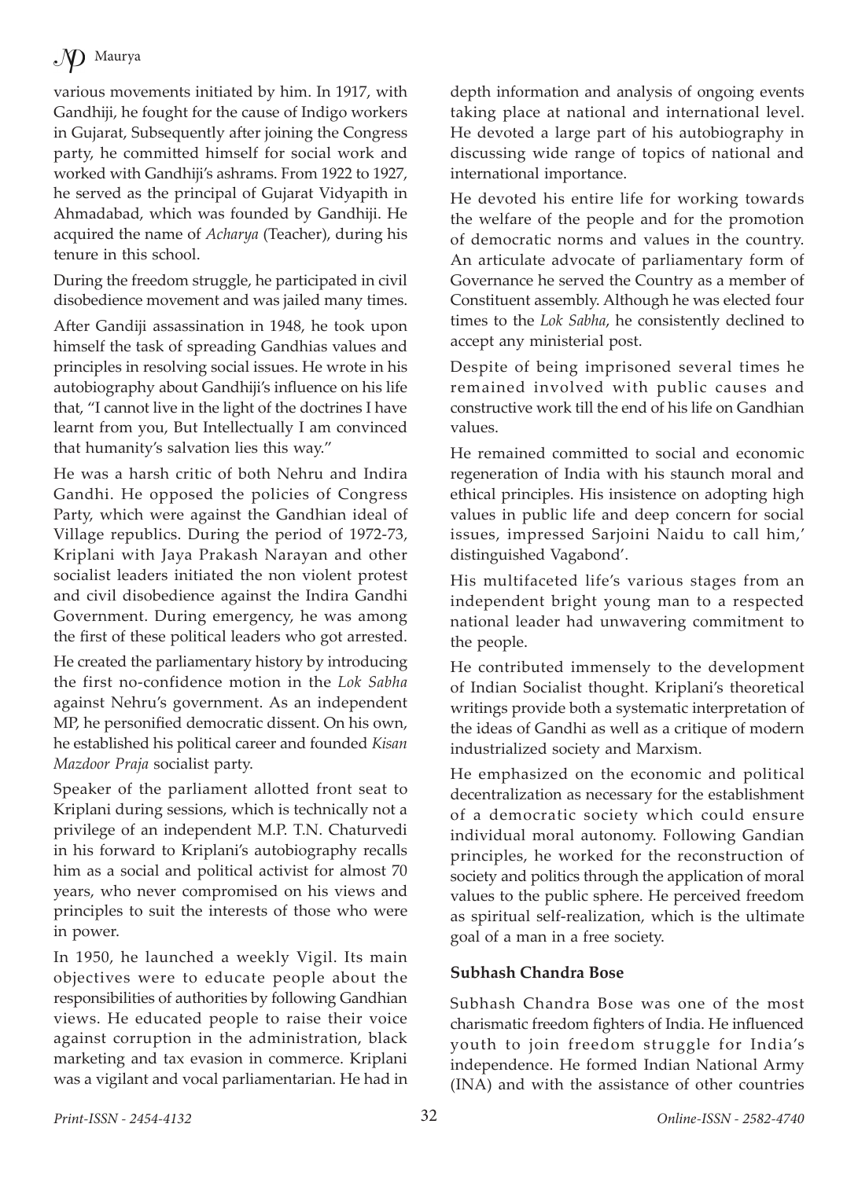various movements initiated by him. In 1917, with Gandhiji, he fought for the cause of Indigo workers in Gujarat, Subsequently after joining the Congress party, he committed himself for social work and worked with Gandhiji's ashrams. From 1922 to 1927, he served as the principal of Gujarat Vidyapith in Ahmadabad, which was founded by Gandhiji. He acquired the name of *Acharya* (Teacher), during his tenure in this school.

During the freedom struggle, he participated in civil disobedience movement and was jailed many times.

After Gandiji assassination in 1948, he took upon himself the task of spreading Gandhias values and principles in resolving social issues. He wrote in his autobiography about Gandhiji's influence on his life that, "I cannot live in the light of the doctrines I have learnt from you, But Intellectually I am convinced that humanity's salvation lies this way."

He was a harsh critic of both Nehru and Indira Gandhi. He opposed the policies of Congress Party, which were against the Gandhian ideal of Village republics. During the period of 1972-73, Kriplani with Jaya Prakash Narayan and other socialist leaders initiated the non violent protest and civil disobedience against the Indira Gandhi Government. During emergency, he was among the first of these political leaders who got arrested.

He created the parliamentary history by introducing the first no-confidence motion in the *Lok Sabha* against Nehru's government. As an independent MP, he personified democratic dissent. On his own, he established his political career and founded *Kisan Mazdoor Praja* socialist party.

Speaker of the parliament allotted front seat to Kriplani during sessions, which is technically not a privilege of an independent M.P. T.N. Chaturvedi in his forward to Kriplani's autobiography recalls him as a social and political activist for almost 70 years, who never compromised on his views and principles to suit the interests of those who were in power.

In 1950, he launched a weekly Vigil. Its main objectives were to educate people about the responsibilities of authorities by following Gandhian views. He educated people to raise their voice against corruption in the administration, black marketing and tax evasion in commerce. Kriplani was a vigilant and vocal parliamentarian. He had in depth information and analysis of ongoing events taking place at national and international level. He devoted a large part of his autobiography in discussing wide range of topics of national and international importance.

He devoted his entire life for working towards the welfare of the people and for the promotion of democratic norms and values in the country. An articulate advocate of parliamentary form of Governance he served the Country as a member of Constituent assembly. Although he was elected four times to the *Lok Sabha*, he consistently declined to accept any ministerial post.

Despite of being imprisoned several times he remained involved with public causes and constructive work till the end of his life on Gandhian values.

He remained committed to social and economic regeneration of India with his staunch moral and ethical principles. His insistence on adopting high values in public life and deep concern for social issues, impressed Sarjoini Naidu to call him,' distinguished Vagabond'.

His multifaceted life's various stages from an independent bright young man to a respected national leader had unwavering commitment to the people.

He contributed immensely to the development of Indian Socialist thought. Kriplani's theoretical writings provide both a systematic interpretation of the ideas of Gandhi as well as a critique of modern industrialized society and Marxism.

He emphasized on the economic and political decentralization as necessary for the establishment of a democratic society which could ensure individual moral autonomy. Following Gandian principles, he worked for the reconstruction of society and politics through the application of moral values to the public sphere. He perceived freedom as spiritual self-realization, which is the ultimate goal of a man in a free society.

### Subhash Chandra Bose

Subhash Chandra Bose was one of the most charismatic freedom fighters of India. He influenced youth to join freedom struggle for India's independence. He formed Indian National Army (INA) and with the assistance of other countries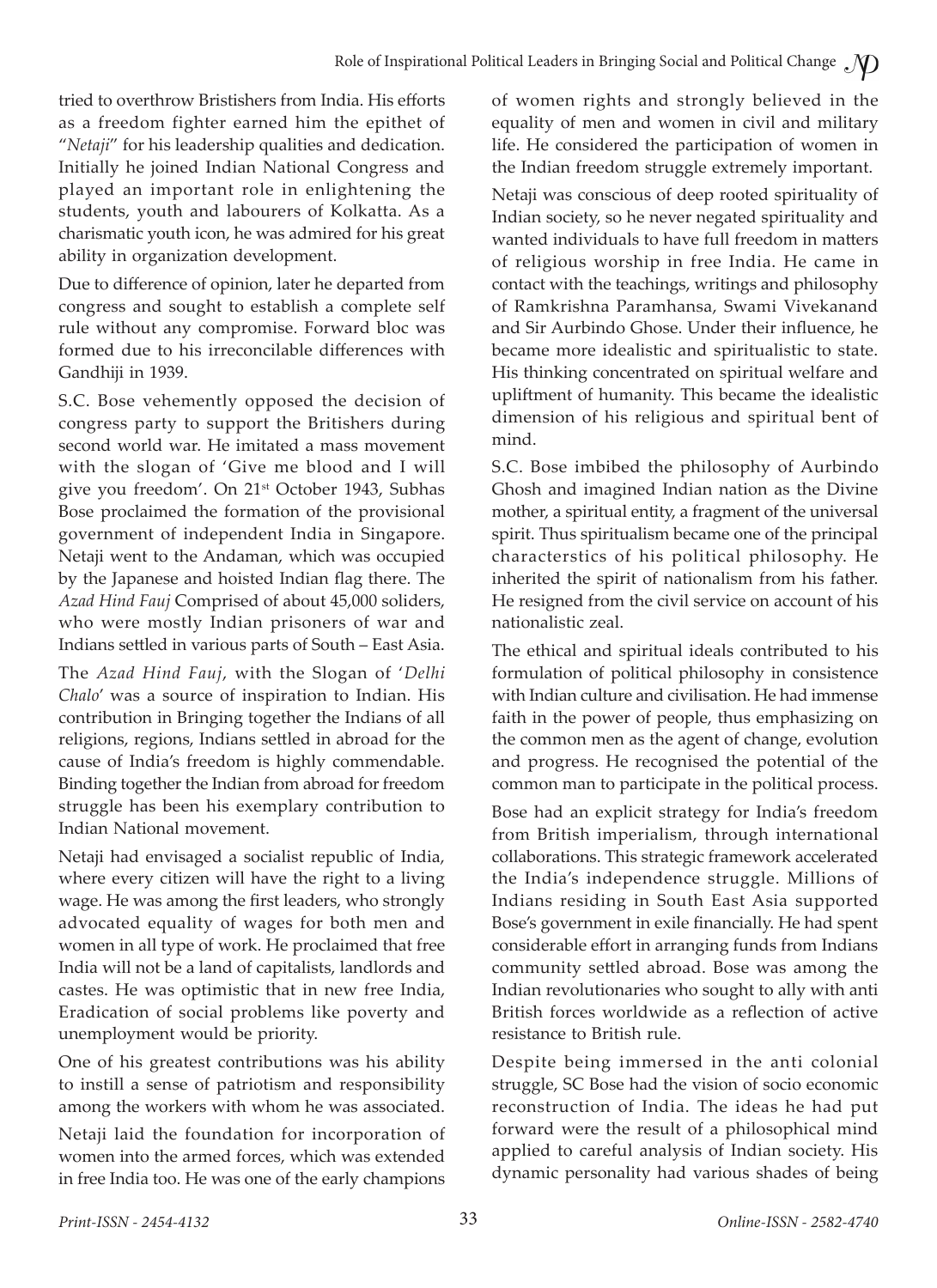tried to overthrow Bristishers from India. His efforts as a freedom fighter earned him the epithet of "*Netaji*" for his leadership qualities and dedication. Initially he joined Indian National Congress and played an important role in enlightening the students, youth and labourers of Kolkatta. As a charismatic youth icon, he was admired for his great ability in organization development.

Due to difference of opinion, later he departed from congress and sought to establish a complete self rule without any compromise. Forward bloc was formed due to his irreconcilable differences with Gandhiji in 1939.

S.C. Bose vehemently opposed the decision of congress party to support the Britishers during second world war. He imitated a mass movement with the slogan of 'Give me blood and I will give you freedom'. On 21st October 1943, Subhas Bose proclaimed the formation of the provisional government of independent India in Singapore. Netaji went to the Andaman, which was occupied by the Japanese and hoisted Indian flag there. The *Azad Hind Fauj* Comprised of about 45,000 soliders, who were mostly Indian prisoners of war and Indians settled in various parts of South – East Asia.

The *Azad Hind Fauj*, with the Slogan of '*Delhi Chalo*' was a source of inspiration to Indian. His contribution in Bringing together the Indians of all religions, regions, Indians settled in abroad for the cause of India's freedom is highly commendable. Binding together the Indian from abroad for freedom struggle has been his exemplary contribution to Indian National movement.

Netaji had envisaged a socialist republic of India, where every citizen will have the right to a living wage. He was among the first leaders, who strongly advocated equality of wages for both men and women in all type of work. He proclaimed that free India will not be a land of capitalists, landlords and castes. He was optimistic that in new free India, Eradication of social problems like poverty and unemployment would be priority.

One of his greatest contributions was his ability to instill a sense of patriotism and responsibility among the workers with whom he was associated.

Netaji laid the foundation for incorporation of women into the armed forces, which was extended in free India too. He was one of the early champions of women rights and strongly believed in the equality of men and women in civil and military life. He considered the participation of women in the Indian freedom struggle extremely important.

Netaji was conscious of deep rooted spirituality of Indian society, so he never negated spirituality and wanted individuals to have full freedom in matters of religious worship in free India. He came in contact with the teachings, writings and philosophy of Ramkrishna Paramhansa, Swami Vivekanand and Sir Aurbindo Ghose. Under their influence, he became more idealistic and spiritualistic to state. His thinking concentrated on spiritual welfare and upliftment of humanity. This became the idealistic dimension of his religious and spiritual bent of mind.

S.C. Bose imbibed the philosophy of Aurbindo Ghosh and imagined Indian nation as the Divine mother, a spiritual entity, a fragment of the universal spirit. Thus spiritualism became one of the principal characterstics of his political philosophy. He inherited the spirit of nationalism from his father. He resigned from the civil service on account of his nationalistic zeal.

The ethical and spiritual ideals contributed to his formulation of political philosophy in consistence with Indian culture and civilisation. He had immense faith in the power of people, thus emphasizing on the common men as the agent of change, evolution and progress. He recognised the potential of the common man to participate in the political process.

Bose had an explicit strategy for India's freedom from British imperialism, through international collaborations. This strategic framework accelerated the India's independence struggle. Millions of Indians residing in South East Asia supported Bose's government in exile financially. He had spent considerable effort in arranging funds from Indians community settled abroad. Bose was among the Indian revolutionaries who sought to ally with anti British forces worldwide as a reflection of active resistance to British rule.

Despite being immersed in the anti colonial struggle, SC Bose had the vision of socio economic reconstruction of India. The ideas he had put forward were the result of a philosophical mind applied to careful analysis of Indian society. His dynamic personality had various shades of being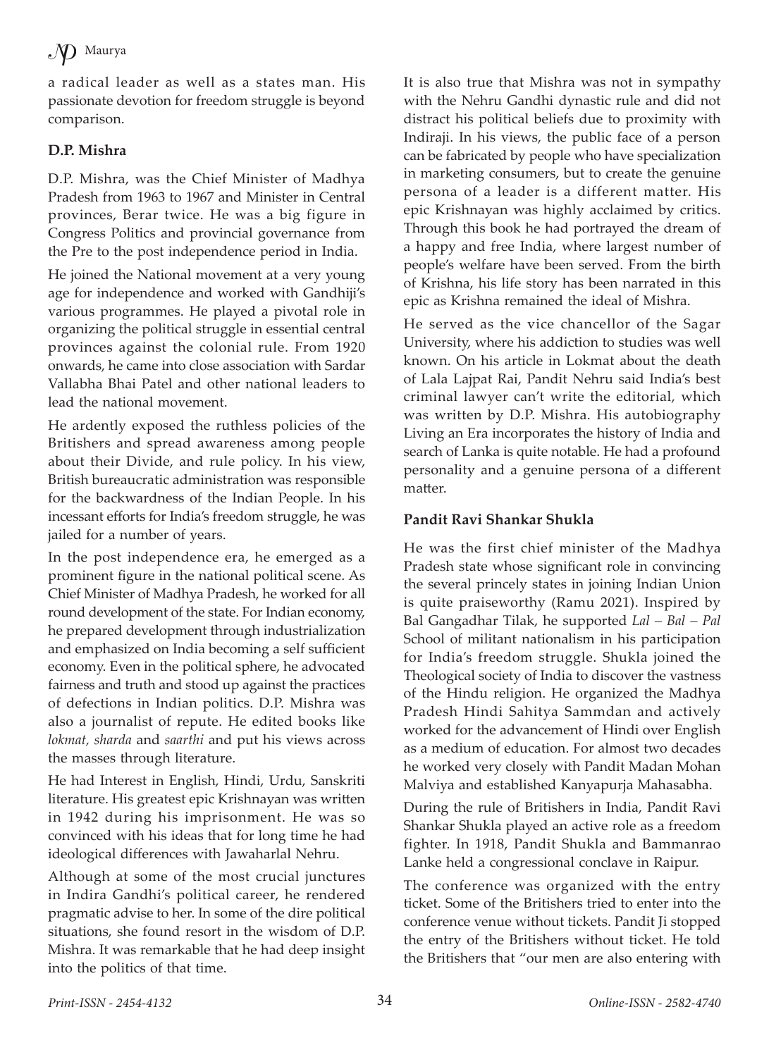a radical leader as well as a states man. His passionate devotion for freedom struggle is beyond comparison.

**D.P. Mishra**

D.P. Mishra, was the Chief Minister of Madhya Pradesh from 1963 to 1967 and Minister in Central provinces, Berar twice. He was a big figure in Congress Politics and provincial governance from the Pre to the post independence period in India.

He joined the National movement at a very young age for independence and worked with Gandhiji's various programmes. He played a pivotal role in organizing the political struggle in essential central provinces against the colonial rule. From 1920 onwards, he came into close association with Sardar Vallabha Bhai Patel and other national leaders to lead the national movement.

He ardently exposed the ruthless policies of the Britishers and spread awareness among people about their Divide, and rule policy. In his view, British bureaucratic administration was responsible for the backwardness of the Indian People. In his incessant efforts for India's freedom struggle, he was jailed for a number of years.

In the post independence era, he emerged as a prominent figure in the national political scene. As Chief Minister of Madhya Pradesh, he worked for all round development of the state. For Indian economy, he prepared development through industrialization and emphasized on India becoming a self sufficient economy. Even in the political sphere, he advocated fairness and truth and stood up against the practices of defections in Indian politics. D.P. Mishra was also a journalist of repute. He edited books like *lokmat, sharda* and *saarthi* and put his views across the masses through literature.

He had Interest in English, Hindi, Urdu, Sanskriti literature. His greatest epic Krishnayan was written in 1942 during his imprisonment. He was so convinced with his ideas that for long time he had ideological differences with Jawaharlal Nehru.

Although at some of the most crucial junctures in Indira Gandhi's political career, he rendered pragmatic advise to her. In some of the dire political situations, she found resort in the wisdom of D.P. Mishra. It was remarkable that he had deep insight into the politics of that time.

It is also true that Mishra was not in sympathy with the Nehru Gandhi dynastic rule and did not distract his political beliefs due to proximity with Indiraji. In his views, the public face of a person can be fabricated by people who have specialization in marketing consumers, but to create the genuine persona of a leader is a different matter. His epic Krishnayan was highly acclaimed by critics. Through this book he had portrayed the dream of a happy and free India, where largest number of people's welfare have been served. From the birth of Krishna, his life story has been narrated in this epic as Krishna remained the ideal of Mishra.

He served as the vice chancellor of the Sagar University, where his addiction to studies was well known. On his article in Lokmat about the death of Lala Lajpat Rai, Pandit Nehru said India's best criminal lawyer can't write the editorial, which was written by D.P. Mishra. His autobiography Living an Era incorporates the history of India and search of Lanka is quite notable. He had a profound personality and a genuine persona of a different matter.

**Pandit Ravi Shankar Shukla**

He was the first chief minister of the Madhya Pradesh state whose significant role in convincing the several princely states in joining Indian Union is quite praiseworthy (Ramu 2021). Inspired by Bal Gangadhar Tilak, he supported *Lal – Bal – Pal* School of militant nationalism in his participation for India's freedom struggle. Shukla joined the Theological society of India to discover the vastness of the Hindu religion. He organized the Madhya Pradesh Hindi Sahitya Sammdan and actively worked for the advancement of Hindi over English as a medium of education. For almost two decades he worked very closely with Pandit Madan Mohan Malviya and established Kanyapurja Mahasabha.

During the rule of Britishers in India, Pandit Ravi Shankar Shukla played an active role as a freedom fighter. In 1918, Pandit Shukla and Bammanrao Lanke held a congressional conclave in Raipur.

The conference was organized with the entry ticket. Some of the Britishers tried to enter into the conference venue without tickets. Pandit Ji stopped the entry of the Britishers without ticket. He told the Britishers that "our men are also entering with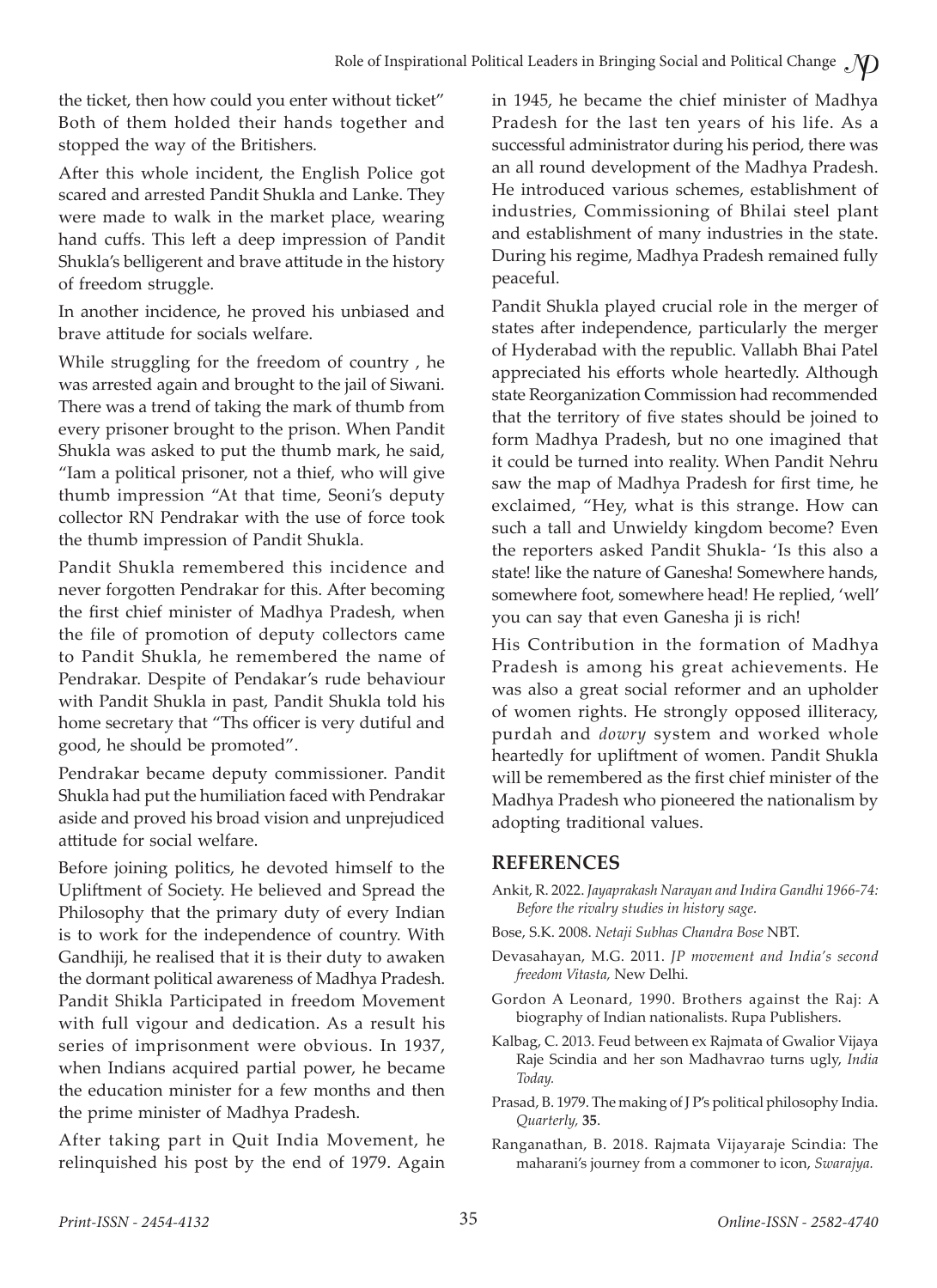the ticket, then how could you enter without ticket" Both of them holded their hands together and stopped the way of the Britishers.

After this whole incident, the English Police got scared and arrested Pandit Shukla and Lanke. They were made to walk in the market place, wearing hand cuffs. This left a deep impression of Pandit Shukla's belligerent and brave attitude in the history of freedom struggle.

In another incidence, he proved his unbiased and brave attitude for socials welfare.

While struggling for the freedom of country , he was arrested again and brought to the jail of Siwani. There was a trend of taking the mark of thumb from every prisoner brought to the prison. When Pandit Shukla was asked to put the thumb mark, he said, "Iam a political prisoner, not a thief, who will give thumb impression "At that time, Seoni's deputy collector RN Pendrakar with the use of force took the thumb impression of Pandit Shukla.

Pandit Shukla remembered this incidence and never forgotten Pendrakar for this. After becoming the first chief minister of Madhya Pradesh, when the file of promotion of deputy collectors came to Pandit Shukla, he remembered the name of Pendrakar. Despite of Pendakar's rude behaviour with Pandit Shukla in past, Pandit Shukla told his home secretary that "Ths officer is very dutiful and good, he should be promoted".

Pendrakar became deputy commissioner. Pandit Shukla had put the humiliation faced with Pendrakar aside and proved his broad vision and unprejudiced attitude for social welfare.

Before joining politics, he devoted himself to the Upliftment of Society. He believed and Spread the Philosophy that the primary duty of every Indian is to work for the independence of country. With Gandhiji, he realised that it is their duty to awaken the dormant political awareness of Madhya Pradesh. Pandit Shikla Participated in freedom Movement with full vigour and dedication. As a result his series of imprisonment were obvious. In 1937, when Indians acquired partial power, he became the education minister for a few months and then the prime minister of Madhya Pradesh.

After taking part in Quit India Movement, he relinquished his post by the end of 1979. Again in 1945, he became the chief minister of Madhya Pradesh for the last ten years of his life. As a successful administrator during his period, there was an all round development of the Madhya Pradesh. He introduced various schemes, establishment of industries, Commissioning of Bhilai steel plant and establishment of many industries in the state. During his regime, Madhya Pradesh remained fully peaceful.

Pandit Shukla played crucial role in the merger of states after independence, particularly the merger of Hyderabad with the republic. Vallabh Bhai Patel appreciated his efforts whole heartedly. Although state Reorganization Commission had recommended that the territory of five states should be joined to form Madhya Pradesh, but no one imagined that it could be turned into reality. When Pandit Nehru saw the map of Madhya Pradesh for first time, he exclaimed, "Hey, what is this strange. How can such a tall and Unwieldy kingdom become? Even the reporters asked Pandit Shukla- 'Is this also a state! like the nature of Ganesha! Somewhere hands, somewhere foot, somewhere head! He replied, 'well' you can say that even Ganesha ji is rich!

His Contribution in the formation of Madhya Pradesh is among his great achievements. He was also a great social reformer and an upholder of women rights. He strongly opposed illiteracy, purdah and *dowry* system and worked whole heartedly for upliftment of women. Pandit Shukla will be remembered as the first chief minister of the Madhya Pradesh who pioneered the nationalism by adopting traditional values.

## REFERENCES

Ankit, R. 2022. *Jayaprakash Narayan and Indira Gandhi 1966-74: Before the rivalry studies in history sage.*

Bose, S.K. 2008. *Netaji Subhas Chandra Bose* NBT.

Devasahayan, M.G. 2011. *JP movement and India's second freedom Vitasta,* New Delhi.

Gordon A Leonard, 1990. Brothers against the Raj: A biography of Indian nationalists. Rupa Publishers.

Kalbag, C. 2013. Feud between ex Rajmata of Gwalior Vijaya Raje Scindia and her son Madhavrao turns ugly, *India Today.*

Prasad, B. 1979. The making of J P's political philosophy India. *Quarterly,* **35**.

Ranganathan, B. 2018. Rajmata Vijayaraje Scindia: The maharani's journey from a commoner to icon, *Swarajya.*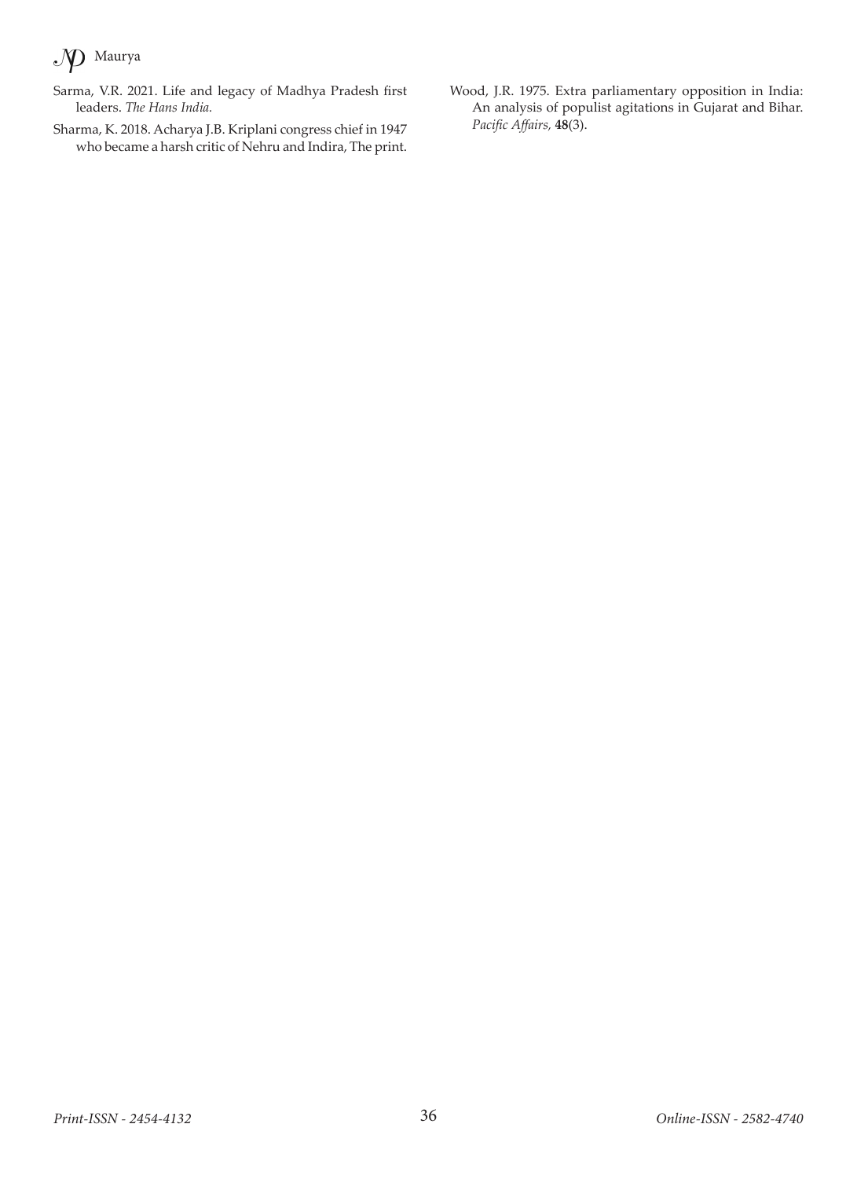Sarma, V.R. 2021. Life and legacy of Madhya Pradesh first leaders. *The Hans India.*

Sharma, K. 2018. Acharya J.B. Kriplani congress chief in 1947 who became a harsh critic of Nehru and Indira, The print.

Wood, J.R. 1975. Extra parliamentary opposition in India: An analysis of populist agitations in Gujarat and Bihar. *Pacific Affairs,* **48**(3).